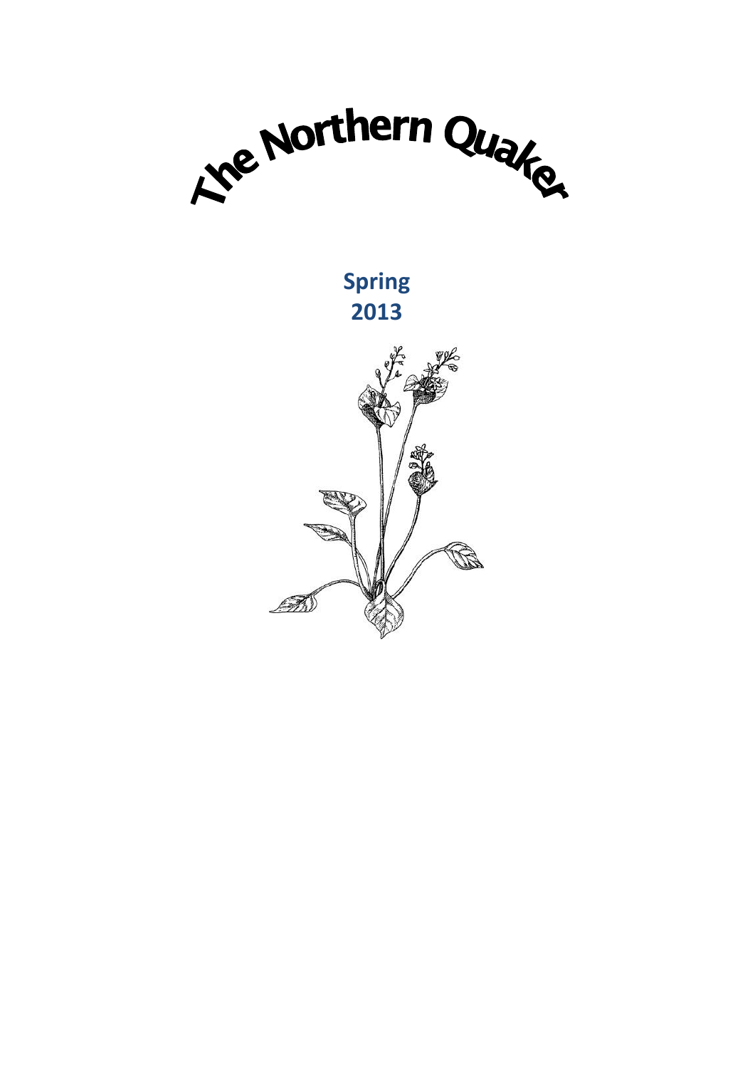# The Northern Quaker

**Spring 2013**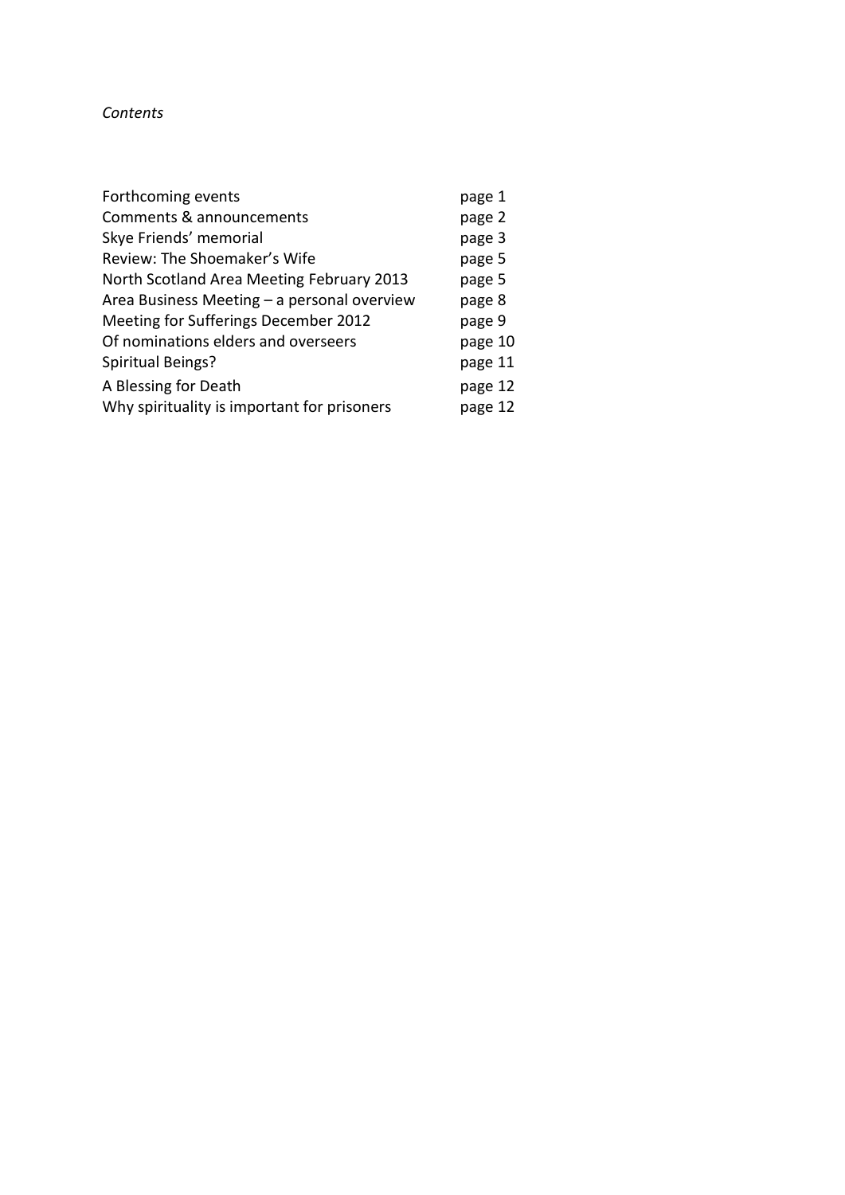*Contents*

| | |
|---|---|
| Forthcoming events | page 1 |
| Comments & announcements | page 2 |
| Skye Friends' memorial | page 3 |
| Review: The Shoemaker's Wife | page 5 |
| North Scotland Area Meeting February 2013 | page 5 |
| Area Business Meeting – a personal overview | page 8 |
| Meeting for Sufferings December 2012 | page 9 |
| Of nominations elders and overseers | page 10 |
| Spiritual Beings? | page 11 |
| A Blessing for Death | page 12 |
| Why spirituality is important for prisoners | page 12 |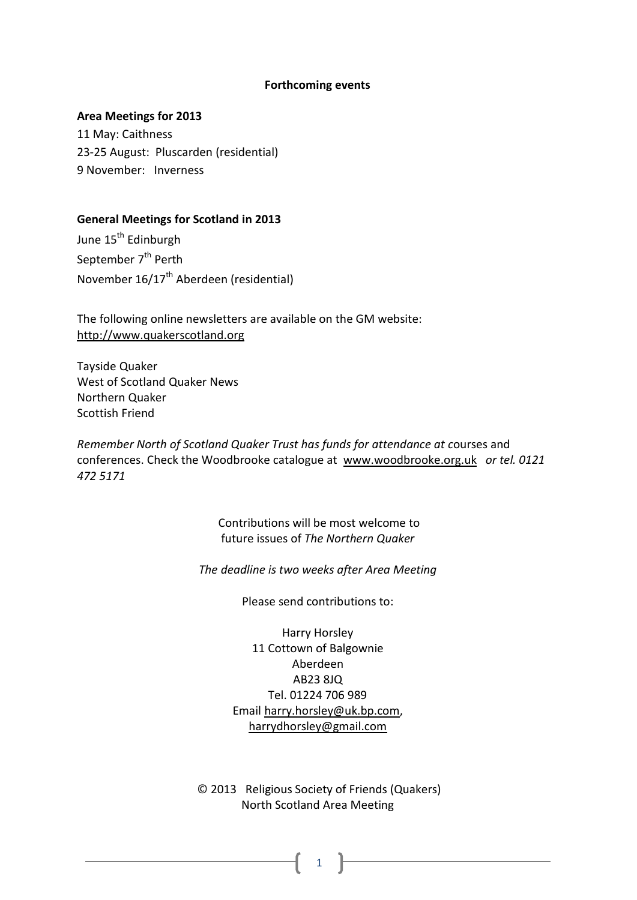**Forthcoming events**

**Area Meetings for 2013**

11 May: Caithness
23-25 August: Pluscarden (residential)
9 November: Inverness

**General Meetings for Scotland in 2013**

June 15th Edinburgh
September 7th Perth
November 16/17th Aberdeen (residential)

The following online newsletters are available on the GM website: http://www.quakerscotland.org

Tayside Quaker
West of Scotland Quaker News
Northern Quaker
Scottish Friend

*Remember North of Scotland Quaker Trust has funds for attendance at c*ourses and conferences. Check the Woodbrooke catalogue at www.woodbrooke.org.uk *or tel. 0121 472 5171*

Contributions will be most welcome to future issues of *The Northern Quaker*

*The deadline is two weeks after Area Meeting*

Please send contributions to:

Harry Horsley
11 Cottown of Balgownie
Aberdeen
AB23 8JQ
Tel. 01224 706 989
Email harry.horsley@uk.bp.com, harrydhorsley@gmail.com

© 2013 Religious Society of Friends (Quakers)
North Scotland Area Meeting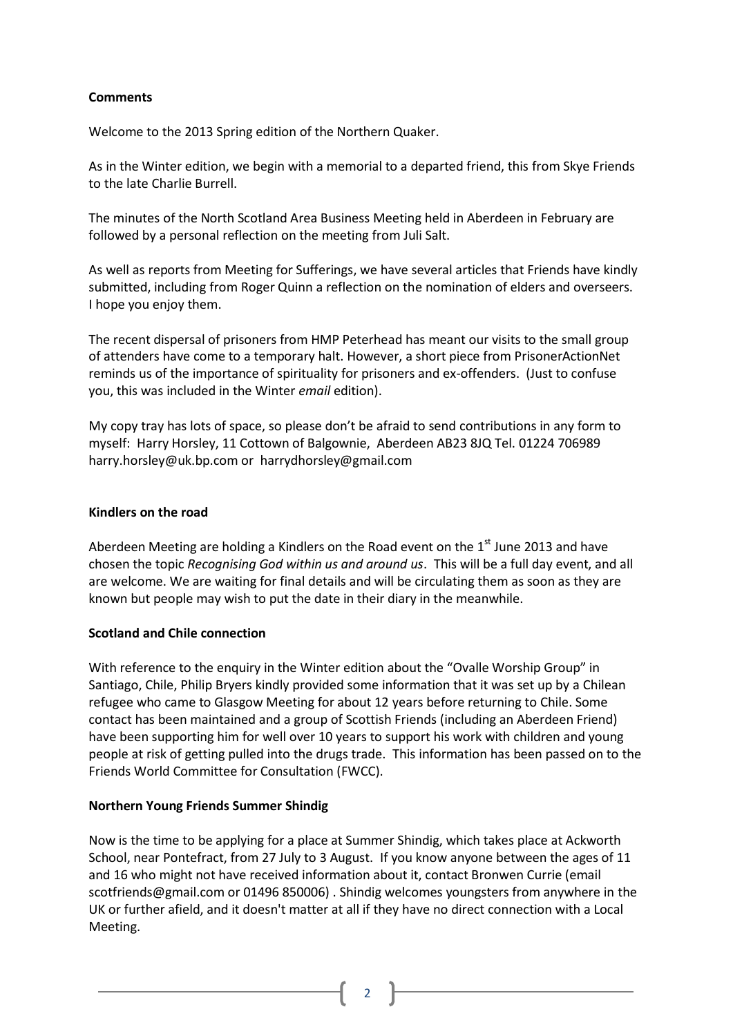**Comments**

Welcome to the 2013 Spring edition of the Northern Quaker.

As in the Winter edition, we begin with a memorial to a departed friend, this from Skye Friends to the late Charlie Burrell.

The minutes of the North Scotland Area Business Meeting held in Aberdeen in February are followed by a personal reflection on the meeting from Juli Salt.

As well as reports from Meeting for Sufferings, we have several articles that Friends have kindly submitted, including from Roger Quinn a reflection on the nomination of elders and overseers. I hope you enjoy them.

The recent dispersal of prisoners from HMP Peterhead has meant our visits to the small group of attenders have come to a temporary halt. However, a short piece from PrisonerActionNet reminds us of the importance of spirituality for prisoners and ex-offenders. (Just to confuse you, this was included in the Winter *email* edition).

My copy tray has lots of space, so please don't be afraid to send contributions in any form to myself: Harry Horsley, 11 Cottown of Balgownie, Aberdeen AB23 8JQ Tel. 01224 706989 harry.horsley@uk.bp.com or harrydhorsley@gmail.com

**Kindlers on the road**

Aberdeen Meeting are holding a Kindlers on the Road event on the 1st June 2013 and have chosen the topic *Recognising God within us and around us*. This will be a full day event, and all are welcome. We are waiting for final details and will be circulating them as soon as they are known but people may wish to put the date in their diary in the meanwhile.

**Scotland and Chile connection**

With reference to the enquiry in the Winter edition about the "Ovalle Worship Group" in Santiago, Chile, Philip Bryers kindly provided some information that it was set up by a Chilean refugee who came to Glasgow Meeting for about 12 years before returning to Chile. Some contact has been maintained and a group of Scottish Friends (including an Aberdeen Friend) have been supporting him for well over 10 years to support his work with children and young people at risk of getting pulled into the drugs trade. This information has been passed on to the Friends World Committee for Consultation (FWCC).

**Northern Young Friends Summer Shindig**

Now is the time to be applying for a place at Summer Shindig, which takes place at Ackworth School, near Pontefract, from 27 July to 3 August. If you know anyone between the ages of 11 and 16 who might not have received information about it, contact Bronwen Currie (email scotfriends@gmail.com or 01496 850006) . Shindig welcomes youngsters from anywhere in the UK or further afield, and it doesn't matter at all if they have no direct connection with a Local Meeting.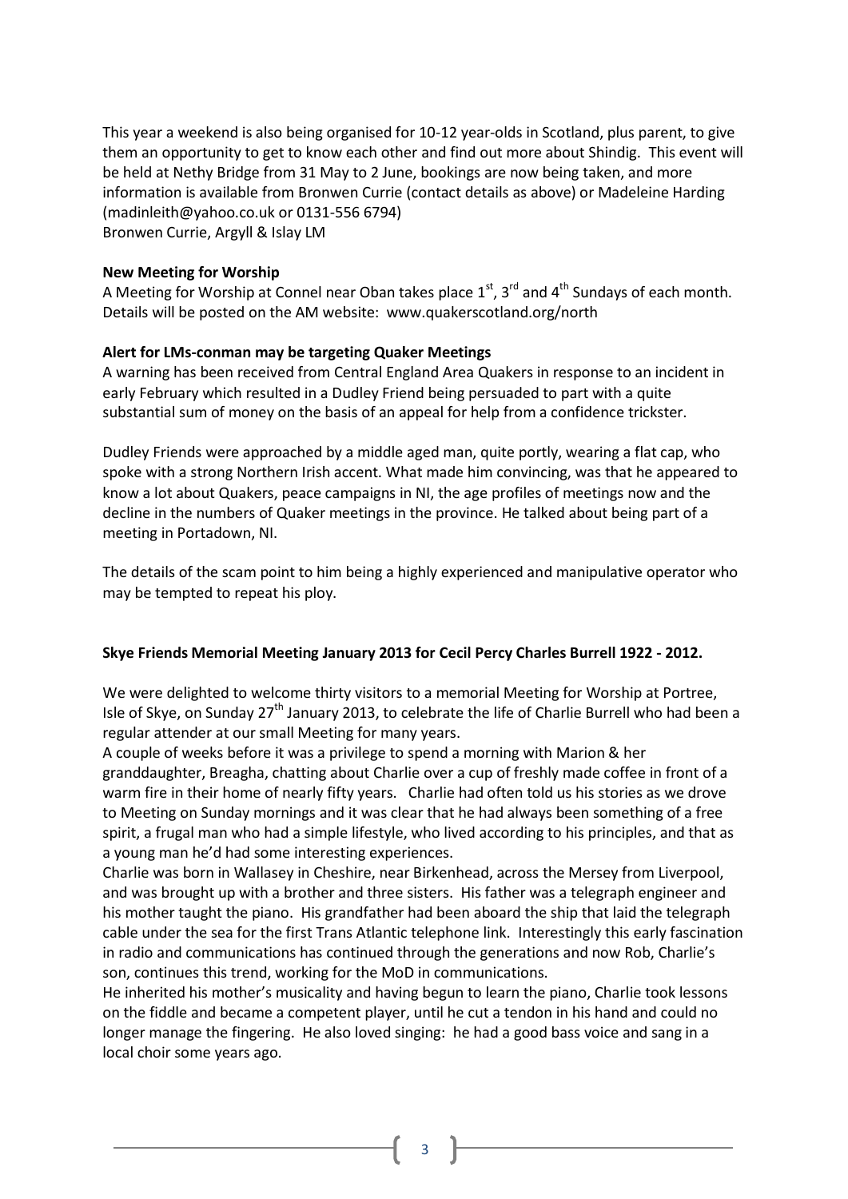This year a weekend is also being organised for 10-12 year-olds in Scotland, plus parent, to give them an opportunity to get to know each other and find out more about Shindig. This event will be held at Nethy Bridge from 31 May to 2 June, bookings are now being taken, and more information is available from Bronwen Currie (contact details as above) or Madeleine Harding (madinleith@yahoo.co.uk or 0131-556 6794)
Bronwen Currie, Argyll & Islay LM

**New Meeting for Worship**
A Meeting for Worship at Connel near Oban takes place 1st, 3rd and 4th Sundays of each month. Details will be posted on the AM website: www.quakerscotland.org/north

**Alert for LMs-conman may be targeting Quaker Meetings**
A warning has been received from Central England Area Quakers in response to an incident in early February which resulted in a Dudley Friend being persuaded to part with a quite substantial sum of money on the basis of an appeal for help from a confidence trickster.

Dudley Friends were approached by a middle aged man, quite portly, wearing a flat cap, who spoke with a strong Northern Irish accent. What made him convincing, was that he appeared to know a lot about Quakers, peace campaigns in NI, the age profiles of meetings now and the decline in the numbers of Quaker meetings in the province. He talked about being part of a meeting in Portadown, NI.

The details of the scam point to him being a highly experienced and manipulative operator who may be tempted to repeat his ploy.

**Skye Friends Memorial Meeting January 2013 for Cecil Percy Charles Burrell 1922 - 2012.**

We were delighted to welcome thirty visitors to a memorial Meeting for Worship at Portree, Isle of Skye, on Sunday 27th January 2013, to celebrate the life of Charlie Burrell who had been a regular attender at our small Meeting for many years.
A couple of weeks before it was a privilege to spend a morning with Marion & her granddaughter, Breagha, chatting about Charlie over a cup of freshly made coffee in front of a warm fire in their home of nearly fifty years. Charlie had often told us his stories as we drove to Meeting on Sunday mornings and it was clear that he had always been something of a free spirit, a frugal man who had a simple lifestyle, who lived according to his principles, and that as a young man he'd had some interesting experiences.
Charlie was born in Wallasey in Cheshire, near Birkenhead, across the Mersey from Liverpool, and was brought up with a brother and three sisters. His father was a telegraph engineer and his mother taught the piano. His grandfather had been aboard the ship that laid the telegraph cable under the sea for the first Trans Atlantic telephone link. Interestingly this early fascination in radio and communications has continued through the generations and now Rob, Charlie's son, continues this trend, working for the MoD in communications.
He inherited his mother's musicality and having begun to learn the piano, Charlie took lessons on the fiddle and became a competent player, until he cut a tendon in his hand and could no longer manage the fingering. He also loved singing: he had a good bass voice and sang in a local choir some years ago.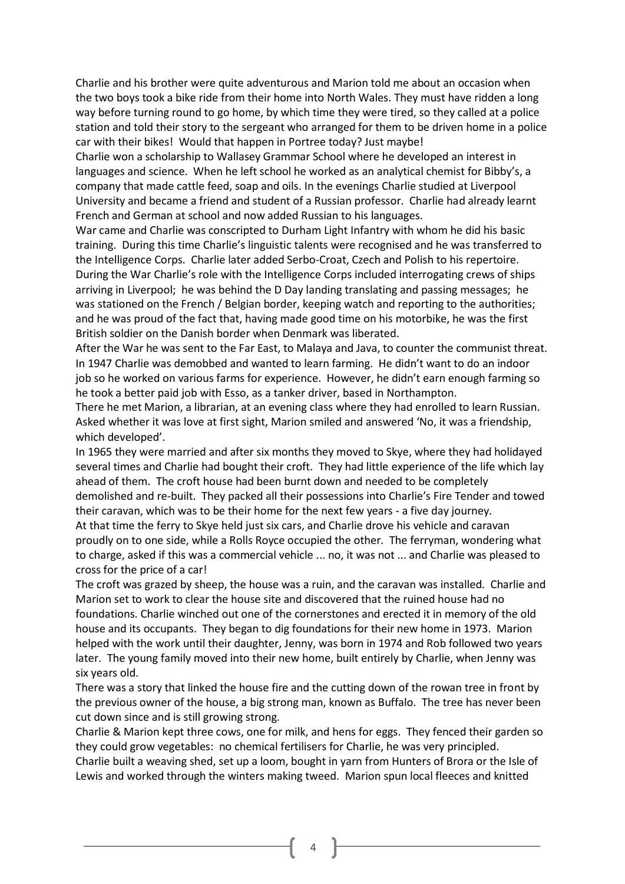Charlie and his brother were quite adventurous and Marion told me about an occasion when the two boys took a bike ride from their home into North Wales. They must have ridden a long way before turning round to go home, by which time they were tired, so they called at a police station and told their story to the sergeant who arranged for them to be driven home in a police car with their bikes! Would that happen in Portree today? Just maybe!

Charlie won a scholarship to Wallasey Grammar School where he developed an interest in languages and science. When he left school he worked as an analytical chemist for Bibby's, a company that made cattle feed, soap and oils. In the evenings Charlie studied at Liverpool University and became a friend and student of a Russian professor. Charlie had already learnt French and German at school and now added Russian to his languages.

War came and Charlie was conscripted to Durham Light Infantry with whom he did his basic training. During this time Charlie's linguistic talents were recognised and he was transferred to the Intelligence Corps. Charlie later added Serbo-Croat, Czech and Polish to his repertoire. During the War Charlie's role with the Intelligence Corps included interrogating crews of ships arriving in Liverpool; he was behind the D Day landing translating and passing messages; he was stationed on the French / Belgian border, keeping watch and reporting to the authorities; and he was proud of the fact that, having made good time on his motorbike, he was the first British soldier on the Danish border when Denmark was liberated.

After the War he was sent to the Far East, to Malaya and Java, to counter the communist threat. In 1947 Charlie was demobbed and wanted to learn farming. He didn't want to do an indoor job so he worked on various farms for experience. However, he didn't earn enough farming so he took a better paid job with Esso, as a tanker driver, based in Northampton.

There he met Marion, a librarian, at an evening class where they had enrolled to learn Russian. Asked whether it was love at first sight, Marion smiled and answered 'No, it was a friendship, which developed'.

In 1965 they were married and after six months they moved to Skye, where they had holidayed several times and Charlie had bought their croft. They had little experience of the life which lay ahead of them. The croft house had been burnt down and needed to be completely demolished and re-built. They packed all their possessions into Charlie's Fire Tender and towed their caravan, which was to be their home for the next few years - a five day journey.

At that time the ferry to Skye held just six cars, and Charlie drove his vehicle and caravan proudly on to one side, while a Rolls Royce occupied the other. The ferryman, wondering what to charge, asked if this was a commercial vehicle ... no, it was not ... and Charlie was pleased to cross for the price of a car!

The croft was grazed by sheep, the house was a ruin, and the caravan was installed. Charlie and Marion set to work to clear the house site and discovered that the ruined house had no foundations. Charlie winched out one of the cornerstones and erected it in memory of the old house and its occupants. They began to dig foundations for their new home in 1973. Marion helped with the work until their daughter, Jenny, was born in 1974 and Rob followed two years later. The young family moved into their new home, built entirely by Charlie, when Jenny was six years old.

There was a story that linked the house fire and the cutting down of the rowan tree in front by the previous owner of the house, a big strong man, known as Buffalo. The tree has never been cut down since and is still growing strong.

Charlie & Marion kept three cows, one for milk, and hens for eggs. They fenced their garden so they could grow vegetables: no chemical fertilisers for Charlie, he was very principled.

Charlie built a weaving shed, set up a loom, bought in yarn from Hunters of Brora or the Isle of Lewis and worked through the winters making tweed. Marion spun local fleeces and knitted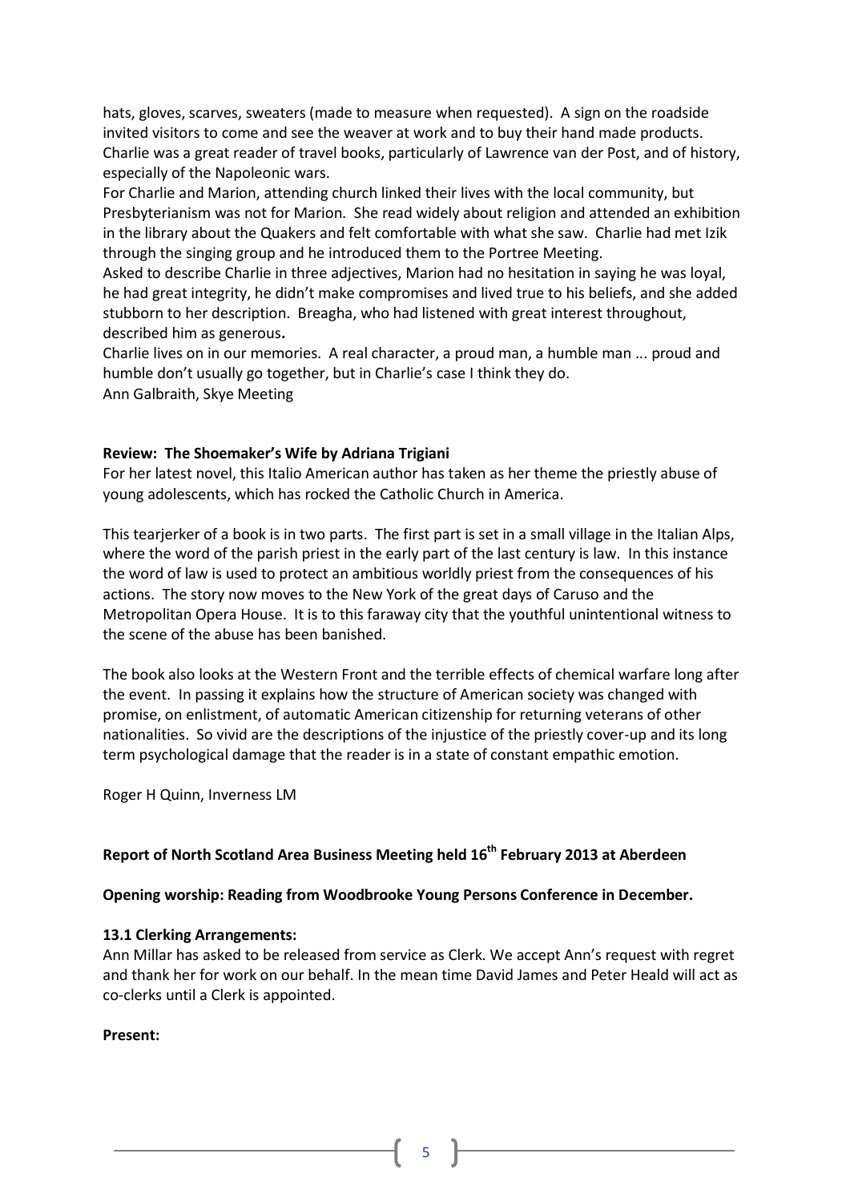hats, gloves, scarves, sweaters (made to measure when requested). A sign on the roadside invited visitors to come and see the weaver at work and to buy their hand made products. Charlie was a great reader of travel books, particularly of Lawrence van der Post, and of history, especially of the Napoleonic wars.

For Charlie and Marion, attending church linked their lives with the local community, but Presbyterianism was not for Marion. She read widely about religion and attended an exhibition in the library about the Quakers and felt comfortable with what she saw. Charlie had met Izik through the singing group and he introduced them to the Portree Meeting.

Asked to describe Charlie in three adjectives, Marion had no hesitation in saying he was loyal, he had great integrity, he didn't make compromises and lived true to his beliefs, and she added stubborn to her description. Breagha, who had listened with great interest throughout, described him as generous**.**

Charlie lives on in our memories. A real character, a proud man, a humble man ... proud and humble don't usually go together, but in Charlie's case I think they do.

Ann Galbraith, Skye Meeting

**Review: The Shoemaker's Wife by Adriana Trigiani**

For her latest novel, this Italio American author has taken as her theme the priestly abuse of young adolescents, which has rocked the Catholic Church in America.

This tearjerker of a book is in two parts. The first part is set in a small village in the Italian Alps, where the word of the parish priest in the early part of the last century is law. In this instance the word of law is used to protect an ambitious worldly priest from the consequences of his actions. The story now moves to the New York of the great days of Caruso and the Metropolitan Opera House. It is to this faraway city that the youthful unintentional witness to the scene of the abuse has been banished.

The book also looks at the Western Front and the terrible effects of chemical warfare long after the event. In passing it explains how the structure of American society was changed with promise, on enlistment, of automatic American citizenship for returning veterans of other nationalities. So vivid are the descriptions of the injustice of the priestly cover-up and its long term psychological damage that the reader is in a state of constant empathic emotion.

Roger H Quinn, Inverness LM

**Report of North Scotland Area Business Meeting held 16th February 2013 at Aberdeen**

**Opening worship: Reading from Woodbrooke Young Persons Conference in December.**

**13.1 Clerking Arrangements:**

Ann Millar has asked to be released from service as Clerk. We accept Ann's request with regret and thank her for work on our behalf. In the mean time David James and Peter Heald will act as co-clerks until a Clerk is appointed.

**Present:**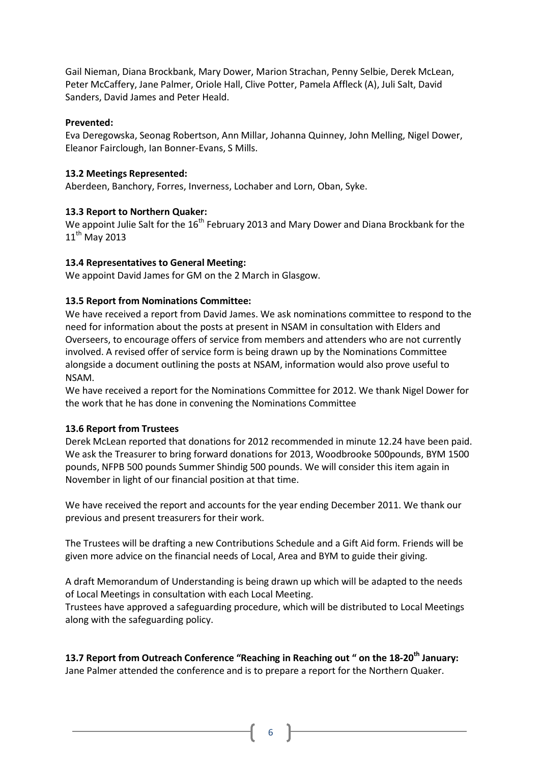Gail Nieman, Diana Brockbank, Mary Dower, Marion Strachan, Penny Selbie, Derek McLean, Peter McCaffery, Jane Palmer, Oriole Hall, Clive Potter, Pamela Affleck (A), Juli Salt, David Sanders, David James and Peter Heald.

**Prevented:**

Eva Deregowska, Seonag Robertson, Ann Millar, Johanna Quinney, John Melling, Nigel Dower, Eleanor Fairclough, Ian Bonner-Evans, S Mills.

**13.2 Meetings Represented:**

Aberdeen, Banchory, Forres, Inverness, Lochaber and Lorn, Oban, Syke.

**13.3 Report to Northern Quaker:**

We appoint Julie Salt for the 16th February 2013 and Mary Dower and Diana Brockbank for the 11th May 2013

**13.4 Representatives to General Meeting:**

We appoint David James for GM on the 2 March in Glasgow.

**13.5 Report from Nominations Committee:**

We have received a report from David James. We ask nominations committee to respond to the need for information about the posts at present in NSAM in consultation with Elders and Overseers, to encourage offers of service from members and attenders who are not currently involved. A revised offer of service form is being drawn up by the Nominations Committee alongside a document outlining the posts at NSAM, information would also prove useful to NSAM.

We have received a report for the Nominations Committee for 2012. We thank Nigel Dower for the work that he has done in convening the Nominations Committee

**13.6 Report from Trustees**

Derek McLean reported that donations for 2012 recommended in minute 12.24 have been paid. We ask the Treasurer to bring forward donations for 2013, Woodbrooke 500pounds, BYM 1500 pounds, NFPB 500 pounds Summer Shindig 500 pounds. We will consider this item again in November in light of our financial position at that time.

We have received the report and accounts for the year ending December 2011. We thank our previous and present treasurers for their work.

The Trustees will be drafting a new Contributions Schedule and a Gift Aid form. Friends will be given more advice on the financial needs of Local, Area and BYM to guide their giving.

A draft Memorandum of Understanding is being drawn up which will be adapted to the needs of Local Meetings in consultation with each Local Meeting.

Trustees have approved a safeguarding procedure, which will be distributed to Local Meetings along with the safeguarding policy.

**13.7 Report from Outreach Conference "Reaching in Reaching out " on the 18-20th January:**

Jane Palmer attended the conference and is to prepare a report for the Northern Quaker.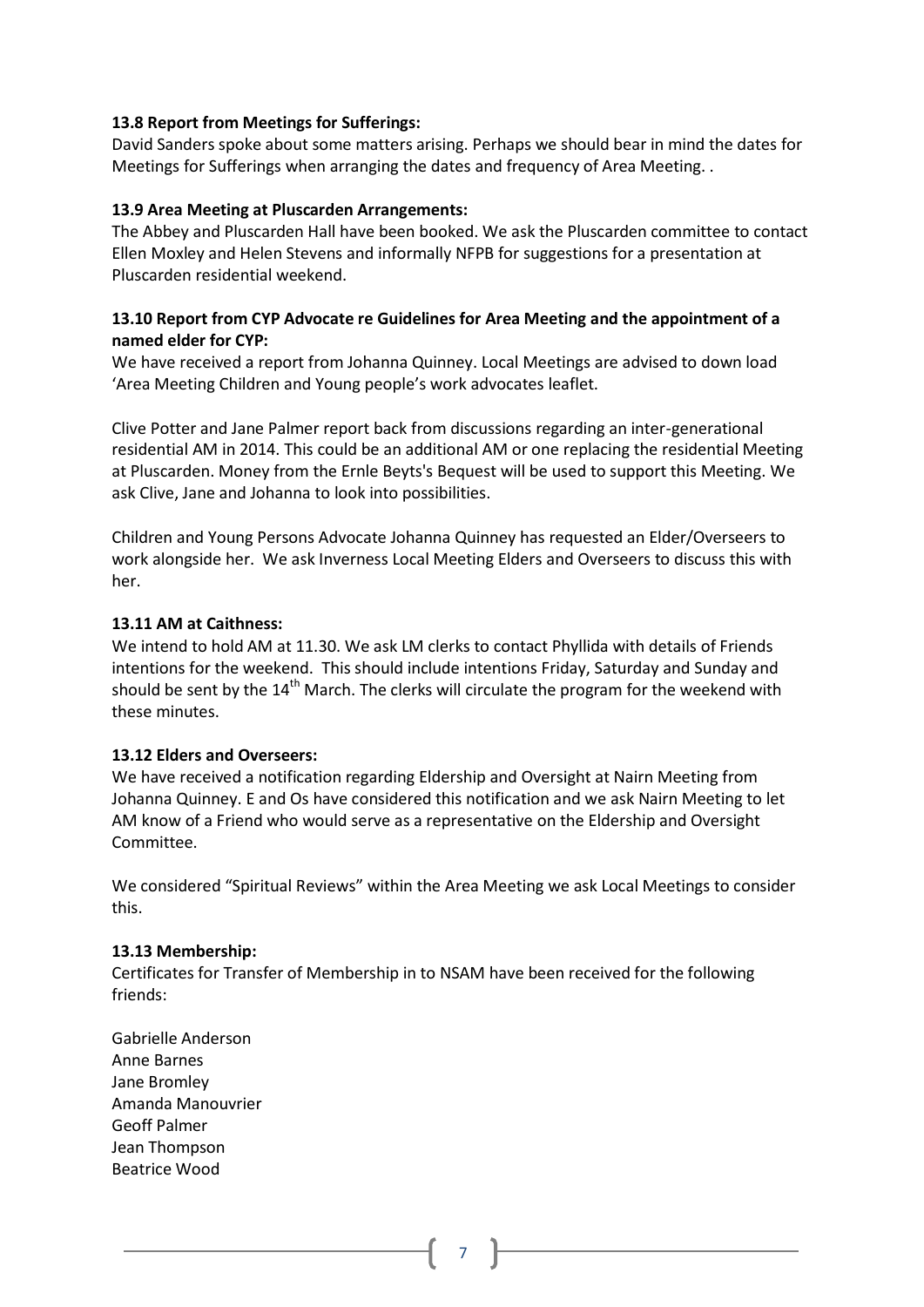**13.8 Report from Meetings for Sufferings:**
David Sanders spoke about some matters arising. Perhaps we should bear in mind the dates for Meetings for Sufferings when arranging the dates and frequency of Area Meeting. .

**13.9 Area Meeting at Pluscarden Arrangements:**
The Abbey and Pluscarden Hall have been booked. We ask the Pluscarden committee to contact Ellen Moxley and Helen Stevens and informally NFPB for suggestions for a presentation at Pluscarden residential weekend.

**13.10 Report from CYP Advocate re Guidelines for Area Meeting and the appointment of a named elder for CYP:**
We have received a report from Johanna Quinney. Local Meetings are advised to down load 'Area Meeting Children and Young people's work advocates leaflet.

Clive Potter and Jane Palmer report back from discussions regarding an inter-generational residential AM in 2014. This could be an additional AM or one replacing the residential Meeting at Pluscarden. Money from the Ernle Beyts's Bequest will be used to support this Meeting. We ask Clive, Jane and Johanna to look into possibilities.

Children and Young Persons Advocate Johanna Quinney has requested an Elder/Overseers to work alongside her. We ask Inverness Local Meeting Elders and Overseers to discuss this with her.

**13.11 AM at Caithness:**
We intend to hold AM at 11.30. We ask LM clerks to contact Phyllida with details of Friends intentions for the weekend. This should include intentions Friday, Saturday and Sunday and should be sent by the 14th March. The clerks will circulate the program for the weekend with these minutes.

**13.12 Elders and Overseers:**
We have received a notification regarding Eldership and Oversight at Nairn Meeting from Johanna Quinney. E and Os have considered this notification and we ask Nairn Meeting to let AM know of a Friend who would serve as a representative on the Eldership and Oversight Committee.

We considered "Spiritual Reviews" within the Area Meeting we ask Local Meetings to consider this.

**13.13 Membership:**
Certificates for Transfer of Membership in to NSAM have been received for the following friends:

Gabrielle Anderson
Anne Barnes
Jane Bromley
Amanda Manouvrier
Geoff Palmer
Jean Thompson
Beatrice Wood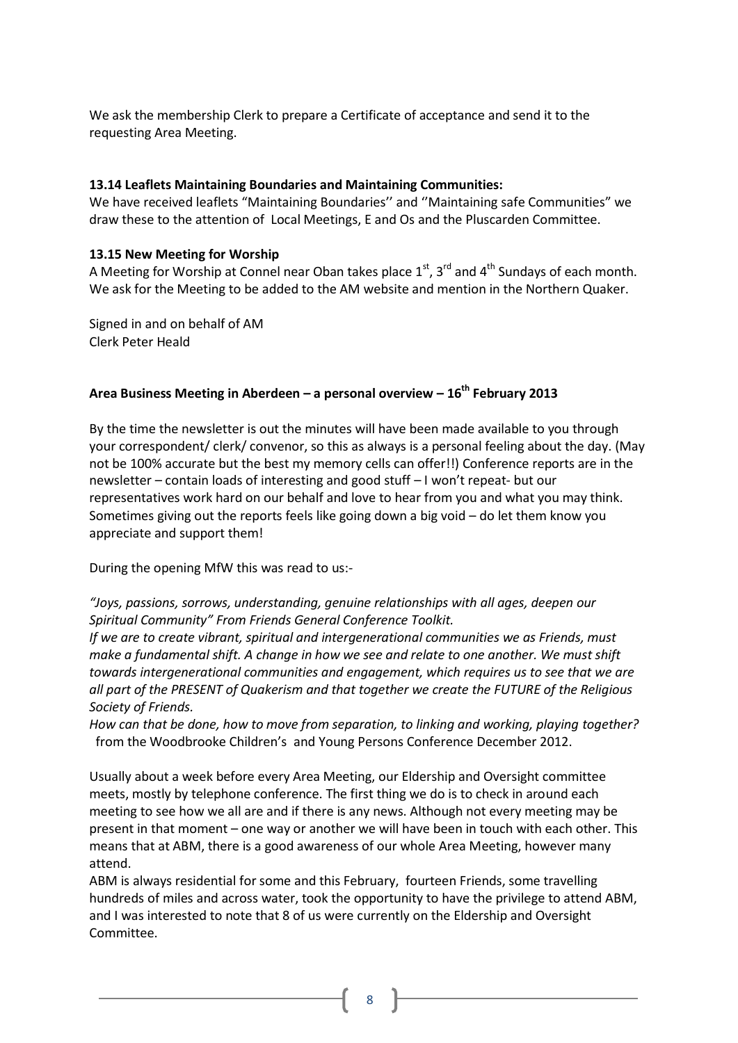We ask the membership Clerk to prepare a Certificate of acceptance and send it to the requesting Area Meeting.

**13.14 Leaflets Maintaining Boundaries and Maintaining Communities:**

We have received leaflets "Maintaining Boundaries'' and ''Maintaining safe Communities" we draw these to the attention of Local Meetings, E and Os and the Pluscarden Committee.

**13.15 New Meeting for Worship**

A Meeting for Worship at Connel near Oban takes place 1st, 3rd and 4th Sundays of each month. We ask for the Meeting to be added to the AM website and mention in the Northern Quaker.

Signed in and on behalf of AM
Clerk Peter Heald

**Area Business Meeting in Aberdeen – a personal overview – 16th February 2013**

By the time the newsletter is out the minutes will have been made available to you through your correspondent/ clerk/ convenor, so this as always is a personal feeling about the day. (May not be 100% accurate but the best my memory cells can offer!!) Conference reports are in the newsletter – contain loads of interesting and good stuff – I won't repeat- but our representatives work hard on our behalf and love to hear from you and what you may think. Sometimes giving out the reports feels like going down a big void – do let them know you appreciate and support them!

During the opening MfW this was read to us:-

*"Joys, passions, sorrows, understanding, genuine relationships with all ages, deepen our Spiritual Community" From Friends General Conference Toolkit.*

*If we are to create vibrant, spiritual and intergenerational communities we as Friends, must make a fundamental shift. A change in how we see and relate to one another. We must shift towards intergenerational communities and engagement, which requires us to see that we are all part of the PRESENT of Quakerism and that together we create the FUTURE of the Religious Society of Friends.*

*How can that be done, how to move from separation, to linking and working, playing together?* from the Woodbrooke Children's and Young Persons Conference December 2012.

Usually about a week before every Area Meeting, our Eldership and Oversight committee meets, mostly by telephone conference. The first thing we do is to check in around each meeting to see how we all are and if there is any news. Although not every meeting may be present in that moment – one way or another we will have been in touch with each other. This means that at ABM, there is a good awareness of our whole Area Meeting, however many attend.

ABM is always residential for some and this February, fourteen Friends, some travelling hundreds of miles and across water, took the opportunity to have the privilege to attend ABM, and I was interested to note that 8 of us were currently on the Eldership and Oversight Committee.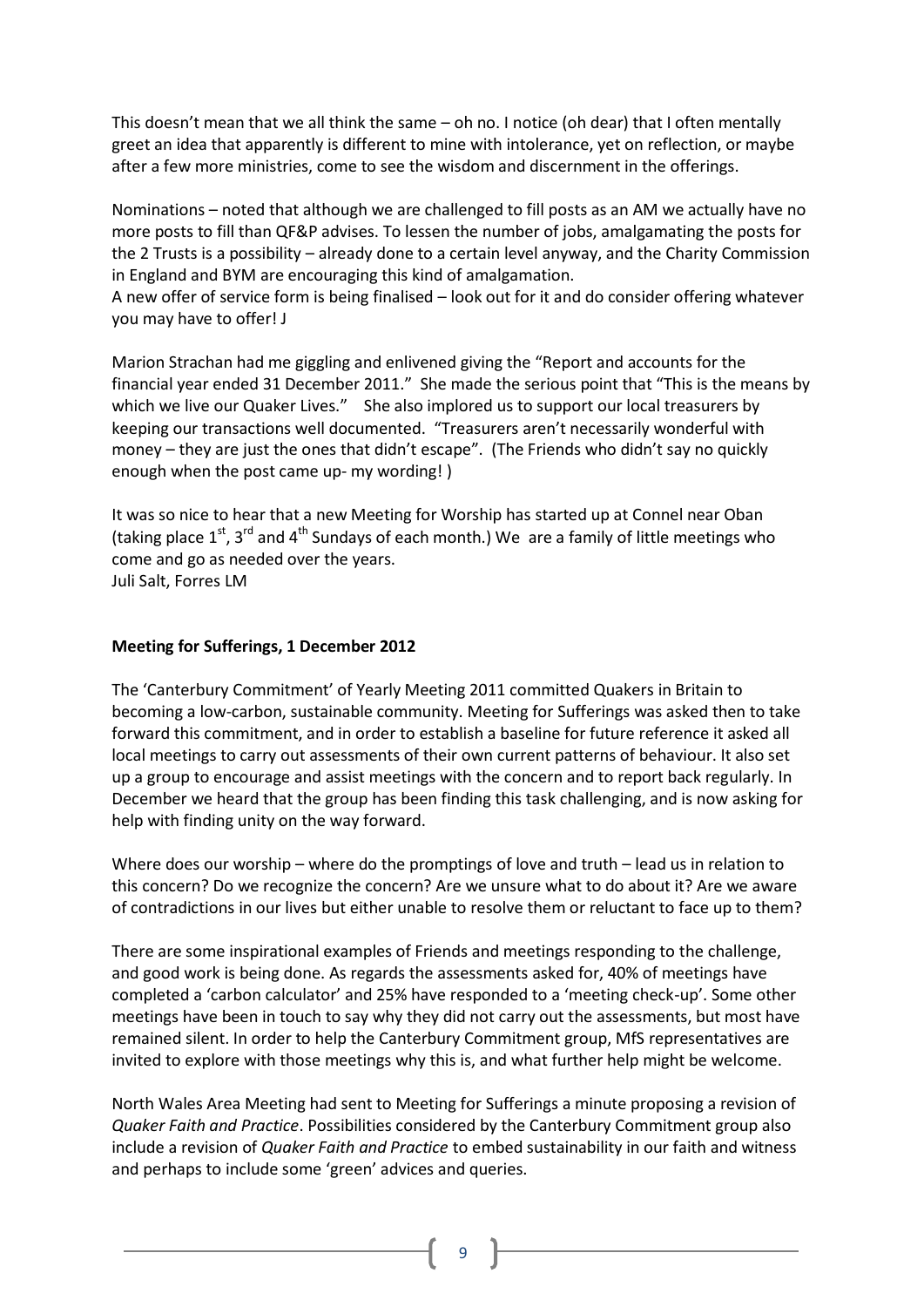This doesn't mean that we all think the same – oh no. I notice (oh dear) that I often mentally greet an idea that apparently is different to mine with intolerance, yet on reflection, or maybe after a few more ministries, come to see the wisdom and discernment in the offerings.

Nominations – noted that although we are challenged to fill posts as an AM we actually have no more posts to fill than QF&P advises. To lessen the number of jobs, amalgamating the posts for the 2 Trusts is a possibility – already done to a certain level anyway, and the Charity Commission in England and BYM are encouraging this kind of amalgamation.
A new offer of service form is being finalised – look out for it and do consider offering whatever you may have to offer! J

Marion Strachan had me giggling and enlivened giving the "Report and accounts for the financial year ended 31 December 2011." She made the serious point that "This is the means by which we live our Quaker Lives." She also implored us to support our local treasurers by keeping our transactions well documented. "Treasurers aren't necessarily wonderful with money – they are just the ones that didn't escape". (The Friends who didn't say no quickly enough when the post came up- my wording! )

It was so nice to hear that a new Meeting for Worship has started up at Connel near Oban (taking place 1st, 3rd and 4th Sundays of each month.) We are a family of little meetings who come and go as needed over the years.
Juli Salt, Forres LM

**Meeting for Sufferings, 1 December 2012**

The 'Canterbury Commitment' of Yearly Meeting 2011 committed Quakers in Britain to becoming a low-carbon, sustainable community. Meeting for Sufferings was asked then to take forward this commitment, and in order to establish a baseline for future reference it asked all local meetings to carry out assessments of their own current patterns of behaviour. It also set up a group to encourage and assist meetings with the concern and to report back regularly. In December we heard that the group has been finding this task challenging, and is now asking for help with finding unity on the way forward.

Where does our worship – where do the promptings of love and truth – lead us in relation to this concern? Do we recognize the concern? Are we unsure what to do about it? Are we aware of contradictions in our lives but either unable to resolve them or reluctant to face up to them?

There are some inspirational examples of Friends and meetings responding to the challenge, and good work is being done. As regards the assessments asked for, 40% of meetings have completed a 'carbon calculator' and 25% have responded to a 'meeting check-up'. Some other meetings have been in touch to say why they did not carry out the assessments, but most have remained silent. In order to help the Canterbury Commitment group, MfS representatives are invited to explore with those meetings why this is, and what further help might be welcome.

North Wales Area Meeting had sent to Meeting for Sufferings a minute proposing a revision of *Quaker Faith and Practice*. Possibilities considered by the Canterbury Commitment group also include a revision of *Quaker Faith and Practice* to embed sustainability in our faith and witness and perhaps to include some 'green' advices and queries.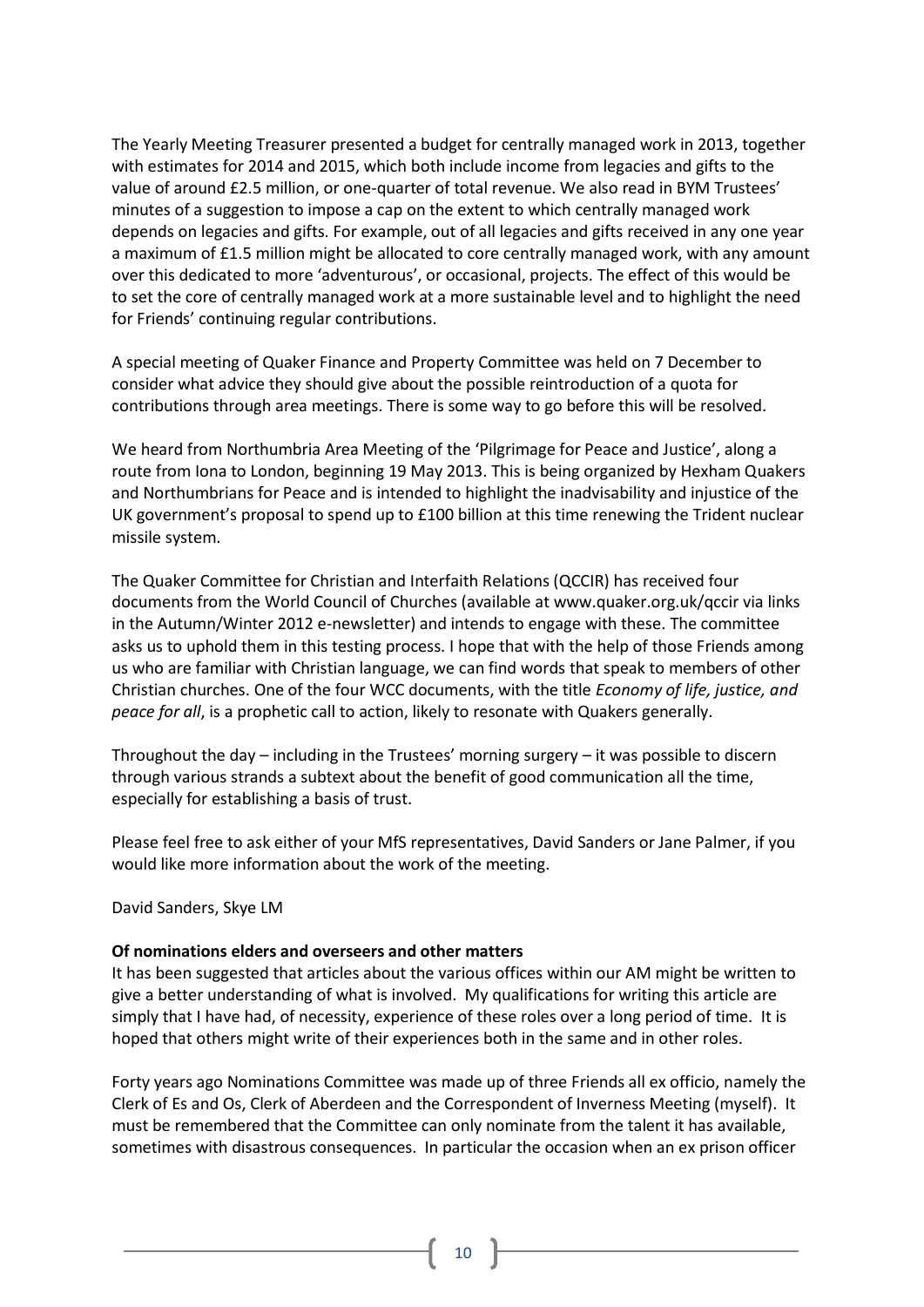The Yearly Meeting Treasurer presented a budget for centrally managed work in 2013, together with estimates for 2014 and 2015, which both include income from legacies and gifts to the value of around £2.5 million, or one-quarter of total revenue. We also read in BYM Trustees' minutes of a suggestion to impose a cap on the extent to which centrally managed work depends on legacies and gifts. For example, out of all legacies and gifts received in any one year a maximum of £1.5 million might be allocated to core centrally managed work, with any amount over this dedicated to more 'adventurous', or occasional, projects. The effect of this would be to set the core of centrally managed work at a more sustainable level and to highlight the need for Friends' continuing regular contributions.

A special meeting of Quaker Finance and Property Committee was held on 7 December to consider what advice they should give about the possible reintroduction of a quota for contributions through area meetings. There is some way to go before this will be resolved.

We heard from Northumbria Area Meeting of the 'Pilgrimage for Peace and Justice', along a route from Iona to London, beginning 19 May 2013. This is being organized by Hexham Quakers and Northumbrians for Peace and is intended to highlight the inadvisability and injustice of the UK government's proposal to spend up to £100 billion at this time renewing the Trident nuclear missile system.

The Quaker Committee for Christian and Interfaith Relations (QCCIR) has received four documents from the World Council of Churches (available at www.quaker.org.uk/qccir via links in the Autumn/Winter 2012 e-newsletter) and intends to engage with these. The committee asks us to uphold them in this testing process. I hope that with the help of those Friends among us who are familiar with Christian language, we can find words that speak to members of other Christian churches. One of the four WCC documents, with the title *Economy of life, justice, and peace for all*, is a prophetic call to action, likely to resonate with Quakers generally.

Throughout the day – including in the Trustees' morning surgery – it was possible to discern through various strands a subtext about the benefit of good communication all the time, especially for establishing a basis of trust.

Please feel free to ask either of your MfS representatives, David Sanders or Jane Palmer, if you would like more information about the work of the meeting.

David Sanders, Skye LM

**Of nominations elders and overseers and other matters**

It has been suggested that articles about the various offices within our AM might be written to give a better understanding of what is involved. My qualifications for writing this article are simply that I have had, of necessity, experience of these roles over a long period of time. It is hoped that others might write of their experiences both in the same and in other roles.

Forty years ago Nominations Committee was made up of three Friends all ex officio, namely the Clerk of Es and Os, Clerk of Aberdeen and the Correspondent of Inverness Meeting (myself). It must be remembered that the Committee can only nominate from the talent it has available, sometimes with disastrous consequences. In particular the occasion when an ex prison officer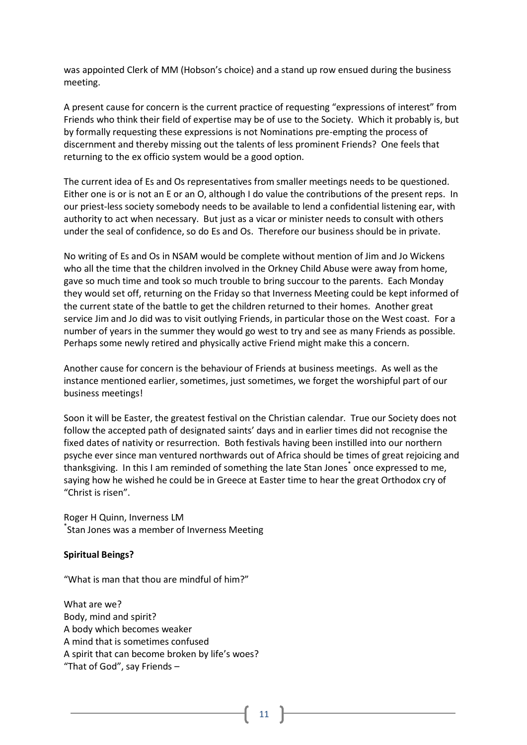was appointed Clerk of MM (Hobson's choice) and a stand up row ensued during the business meeting.

A present cause for concern is the current practice of requesting "expressions of interest" from Friends who think their field of expertise may be of use to the Society. Which it probably is, but by formally requesting these expressions is not Nominations pre-empting the process of discernment and thereby missing out the talents of less prominent Friends? One feels that returning to the ex officio system would be a good option.

The current idea of Es and Os representatives from smaller meetings needs to be questioned. Either one is or is not an E or an O, although I do value the contributions of the present reps. In our priest-less society somebody needs to be available to lend a confidential listening ear, with authority to act when necessary. But just as a vicar or minister needs to consult with others under the seal of confidence, so do Es and Os. Therefore our business should be in private.

No writing of Es and Os in NSAM would be complete without mention of Jim and Jo Wickens who all the time that the children involved in the Orkney Child Abuse were away from home, gave so much time and took so much trouble to bring succour to the parents. Each Monday they would set off, returning on the Friday so that Inverness Meeting could be kept informed of the current state of the battle to get the children returned to their homes. Another great service Jim and Jo did was to visit outlying Friends, in particular those on the West coast. For a number of years in the summer they would go west to try and see as many Friends as possible. Perhaps some newly retired and physically active Friend might make this a concern.

Another cause for concern is the behaviour of Friends at business meetings. As well as the instance mentioned earlier, sometimes, just sometimes, we forget the worshipful part of our business meetings!

Soon it will be Easter, the greatest festival on the Christian calendar. True our Society does not follow the accepted path of designated saints' days and in earlier times did not recognise the fixed dates of nativity or resurrection. Both festivals having been instilled into our northern psyche ever since man ventured northwards out of Africa should be times of great rejoicing and thanksgiving. In this I am reminded of something the late Stan Jones* once expressed to me, saying how he wished he could be in Greece at Easter time to hear the great Orthodox cry of "Christ is risen".

Roger H Quinn, Inverness LM
*Stan Jones was a member of Inverness Meeting

**Spiritual Beings?**

"What is man that thou are mindful of him?"

What are we?
Body, mind and spirit?
A body which becomes weaker
A mind that is sometimes confused
A spirit that can become broken by life's woes?
"That of God", say Friends –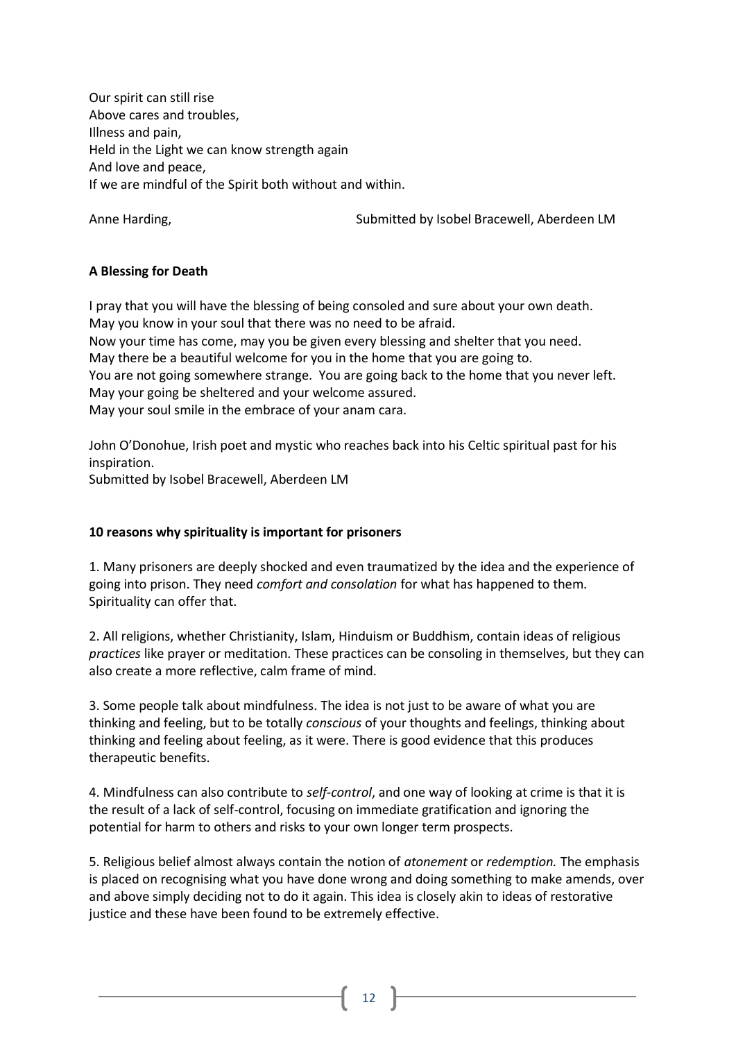Our spirit can still rise  
Above cares and troubles,  
Illness and pain,  
Held in the Light we can know strength again  
And love and peace,  
If we are mindful of the Spirit both without and within.

Anne Harding, Submitted by Isobel Bracewell, Aberdeen LM

**A Blessing for Death**

I pray that you will have the blessing of being consoled and sure about your own death.  
May you know in your soul that there was no need to be afraid.  
Now your time has come, may you be given every blessing and shelter that you need.  
May there be a beautiful welcome for you in the home that you are going to.  
You are not going somewhere strange. You are going back to the home that you never left.  
May your going be sheltered and your welcome assured.  
May your soul smile in the embrace of your anam cara.

John O'Donohue, Irish poet and mystic who reaches back into his Celtic spiritual past for his inspiration.  
Submitted by Isobel Bracewell, Aberdeen LM

**10 reasons why spirituality is important for prisoners**

1. Many prisoners are deeply shocked and even traumatized by the idea and the experience of going into prison. They need *comfort and consolation* for what has happened to them. Spirituality can offer that.

2. All religions, whether Christianity, Islam, Hinduism or Buddhism, contain ideas of religious *practices* like prayer or meditation. These practices can be consoling in themselves, but they can also create a more reflective, calm frame of mind.

3. Some people talk about mindfulness. The idea is not just to be aware of what you are thinking and feeling, but to be totally *conscious* of your thoughts and feelings, thinking about thinking and feeling about feeling, as it were. There is good evidence that this produces therapeutic benefits.

4. Mindfulness can also contribute to *self-control*, and one way of looking at crime is that it is the result of a lack of self-control, focusing on immediate gratification and ignoring the potential for harm to others and risks to your own longer term prospects.

5. Religious belief almost always contain the notion of *atonement* or *redemption.* The emphasis is placed on recognising what you have done wrong and doing something to make amends, over and above simply deciding not to do it again. This idea is closely akin to ideas of restorative justice and these have been found to be extremely effective.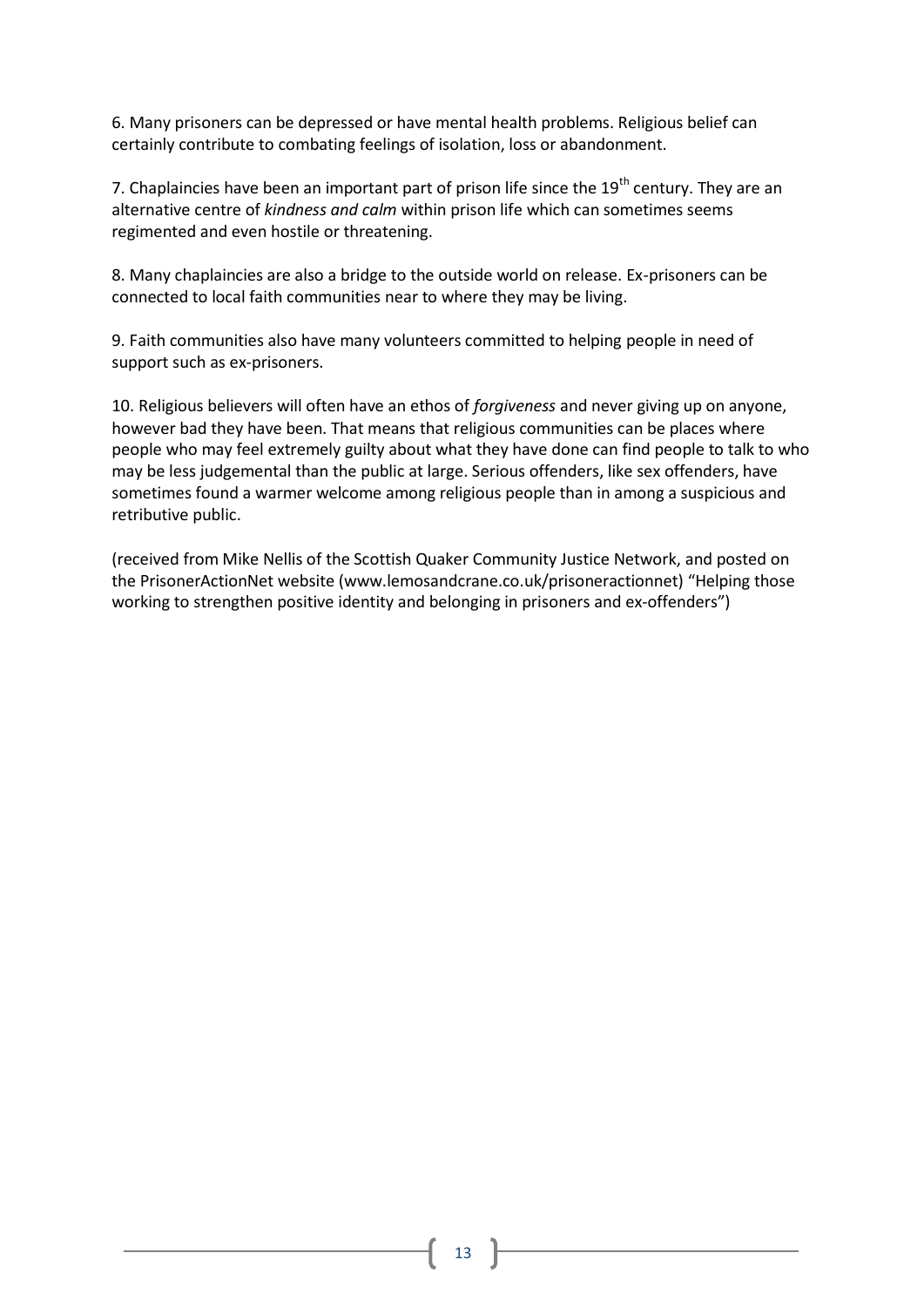6. Many prisoners can be depressed or have mental health problems. Religious belief can certainly contribute to combating feelings of isolation, loss or abandonment.

7. Chaplaincies have been an important part of prison life since the $19^{th}$ century. They are an alternative centre of *kindness and calm* within prison life which can sometimes seems regimented and even hostile or threatening.

8. Many chaplaincies are also a bridge to the outside world on release. Ex-prisoners can be connected to local faith communities near to where they may be living.

9. Faith communities also have many volunteers committed to helping people in need of support such as ex-prisoners.

10. Religious believers will often have an ethos of *forgiveness* and never giving up on anyone, however bad they have been. That means that religious communities can be places where people who may feel extremely guilty about what they have done can find people to talk to who may be less judgemental than the public at large. Serious offenders, like sex offenders, have sometimes found a warmer welcome among religious people than in among a suspicious and retributive public.

(received from Mike Nellis of the Scottish Quaker Community Justice Network, and posted on the PrisonerActionNet website (www.lemosandcrane.co.uk/prisoneractionnet) "Helping those working to strengthen positive identity and belonging in prisoners and ex-offenders")